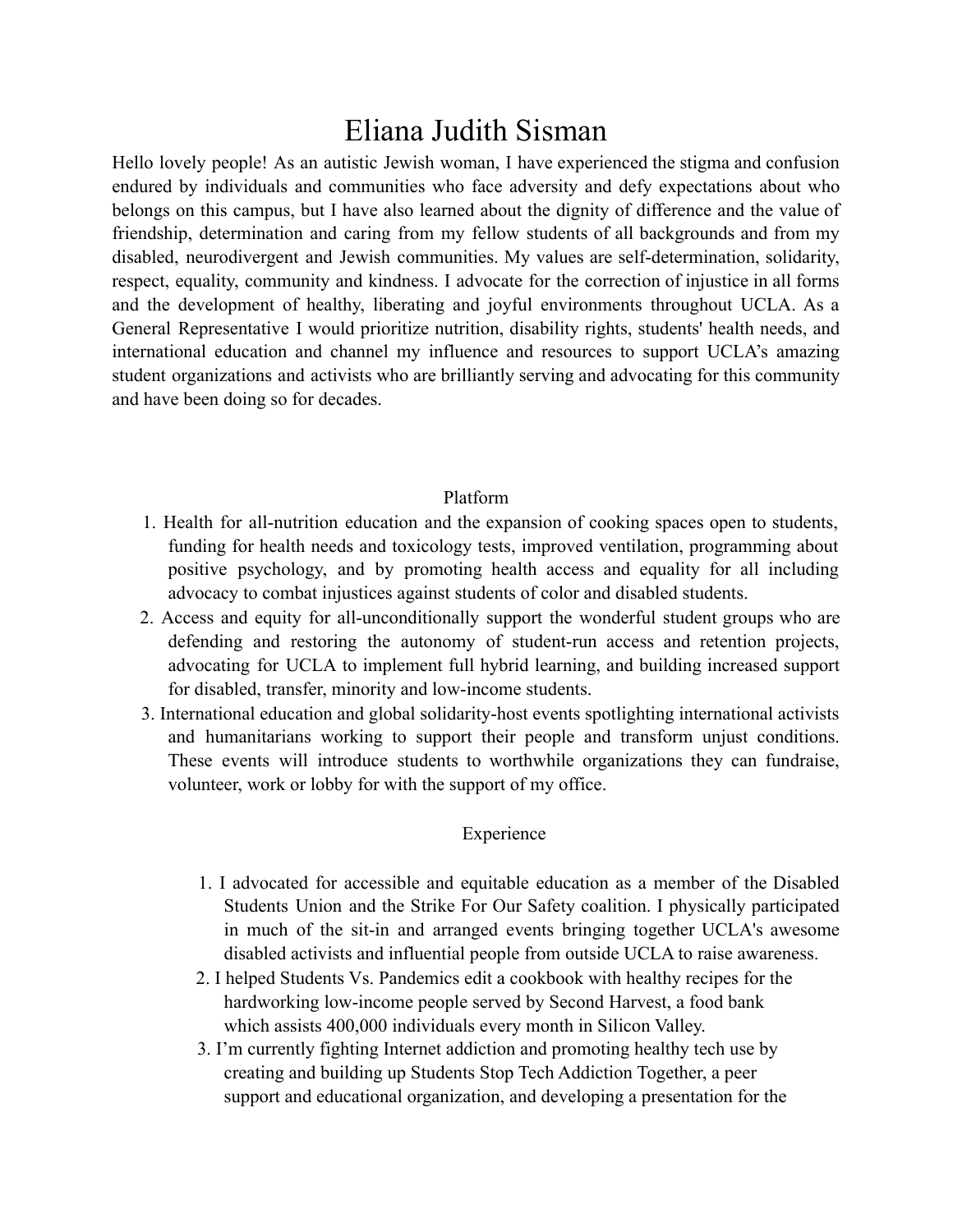# Eliana Judith Sisman

Hello lovely people! As an autistic Jewish woman, I have experienced the stigma and confusion endured by individuals and communities who face adversity and defy expectations about who belongs on this campus, but I have also learned about the dignity of difference and the value of friendship, determination and caring from my fellow students of all backgrounds and from my disabled, neurodivergent and Jewish communities. My values are self-determination, solidarity, respect, equality, community and kindness. I advocate for the correction of injustice in all forms and the development of healthy, liberating and joyful environments throughout UCLA. As a General Representative I would prioritize nutrition, disability rights, students' health needs, and international education and channel my influence and resources to support UCLA's amazing student organizations and activists who are brilliantly serving and advocating for this community and have been doing so for decades.

## Platform

1. Health for all-nutrition education and the expansion of cooking spaces open to students, funding for health needs and toxicology tests, improved ventilation, programming about positive psychology, and by promoting health access and equality for all including advocacy to combat injustices against students of color and disabled students.
2. Access and equity for all-unconditionally support the wonderful student groups who are defending and restoring the autonomy of student-run access and retention projects, advocating for UCLA to implement full hybrid learning, and building increased support for disabled, transfer, minority and low-income students.
3. International education and global solidarity-host events spotlighting international activists and humanitarians working to support their people and transform unjust conditions. These events will introduce students to worthwhile organizations they can fundraise, volunteer, work or lobby for with the support of my office.

## Experience

1. I advocated for accessible and equitable education as a member of the Disabled Students Union and the Strike For Our Safety coalition. I physically participated in much of the sit-in and arranged events bringing together UCLA's awesome disabled activists and influential people from outside UCLA to raise awareness.
2. I helped Students Vs. Pandemics edit a cookbook with healthy recipes for the hardworking low-income people served by Second Harvest, a food bank which assists 400,000 individuals every month in Silicon Valley.
3. I'm currently fighting Internet addiction and promoting healthy tech use by creating and building up Students Stop Tech Addiction Together, a peer support and educational organization, and developing a presentation for the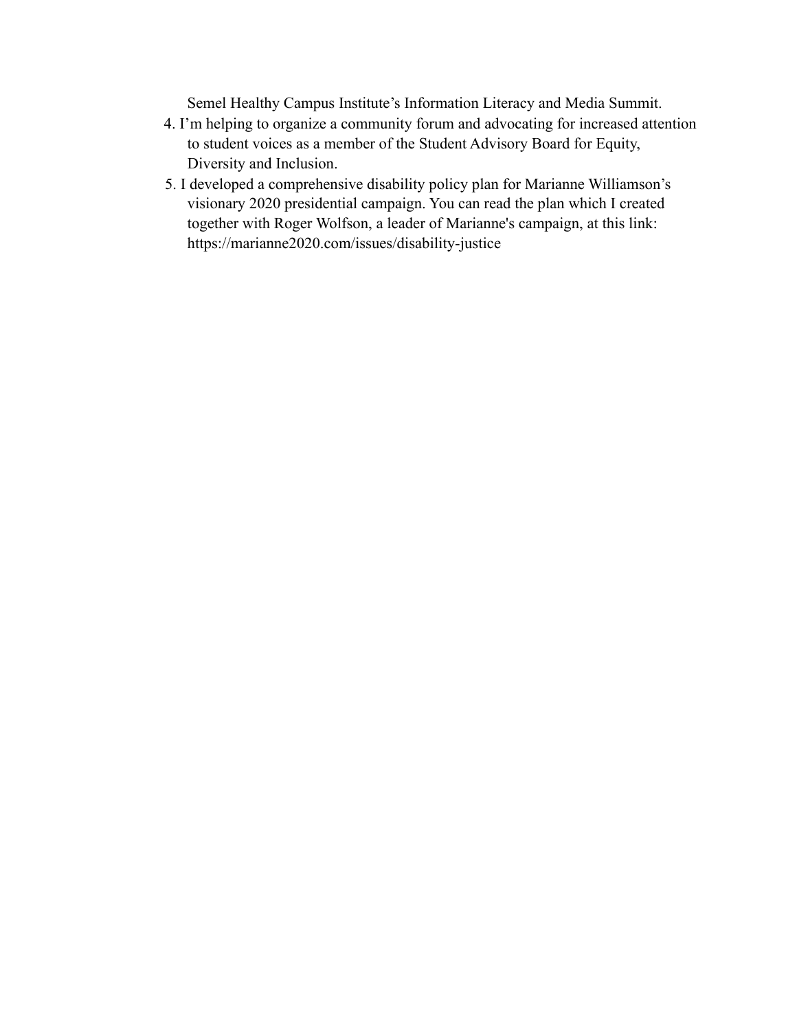Semel Healthy Campus Institute's Information Literacy and Media Summit.

4. I'm helping to organize a community forum and advocating for increased attention to student voices as a member of the Student Advisory Board for Equity, Diversity and Inclusion.
5. I developed a comprehensive disability policy plan for Marianne Williamson's visionary 2020 presidential campaign. You can read the plan which I created together with Roger Wolfson, a leader of Marianne's campaign, at this link: https://marianne2020.com/issues/disability-justice